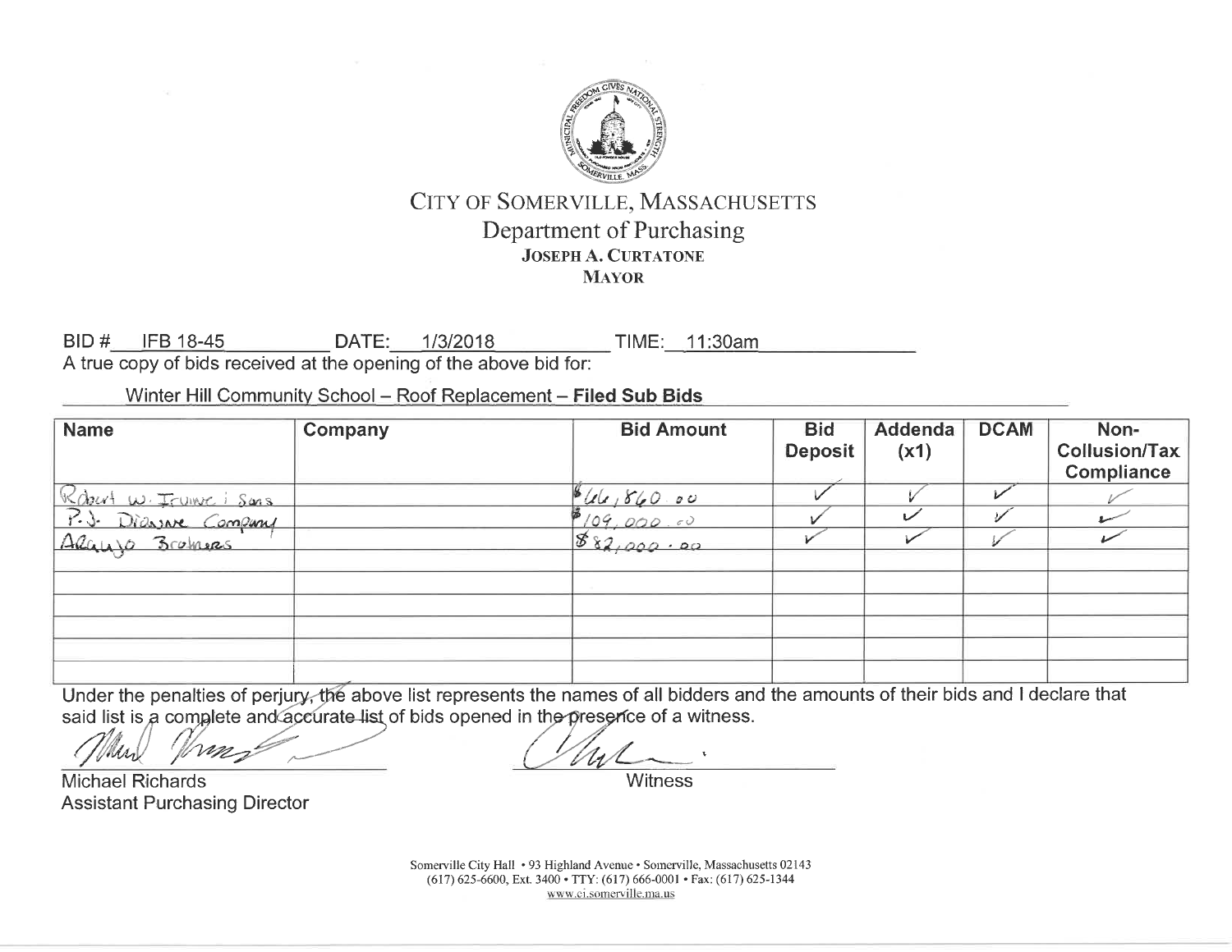# CITY OF SOMERVILLE, MASSACHUSETTS

## Department of Purchasing

**JOSEPH A. CURTATONE**
**MAYOR**

BID # IFB 18-45 DATE: 1/3/2018 TIME: 11:30am

A true copy of bids received at the opening of the above bid for:

Winter Hill Community School – Roof Replacement – **Filed Sub Bids**

| Name | Company | Bid Amount | Bid Deposit | Addenda (x1) | DCAM | Non-Collusion/Tax Compliance |
|---|---|---|---|---|---|---|
| Robert W. Irvine & Sons | | $66,860.00 | ✓ | ✓ | ✓ | ✓ |
| P.J. Dionne Company | | $109,000.00 | ✓ | ✓ | ✓ | ✓ |
| Araujo Brothers | | $82,000.00 | ✓ | ✓ | ✓ | ✓ |
| | | | | | | |
| | | | | | | |
| | | | | | | |
| | | | | | | |
| | | | | | | |
| | | | | | | |

Under the penalties of perjury, the above list represents the names of all bidders and the amounts of their bids and I declare that said list is a complete and accurate list of bids opened in the presence of a witness.

Michael Richards
Assistant Purchasing Director

Witness

Somerville City Hall • 93 Highland Avenue • Somerville, Massachusetts 02143
(617) 625-6600, Ext. 3400 • TTY: (617) 666-0001 • Fax: (617) 625-1344
www.ci.somerville.ma.us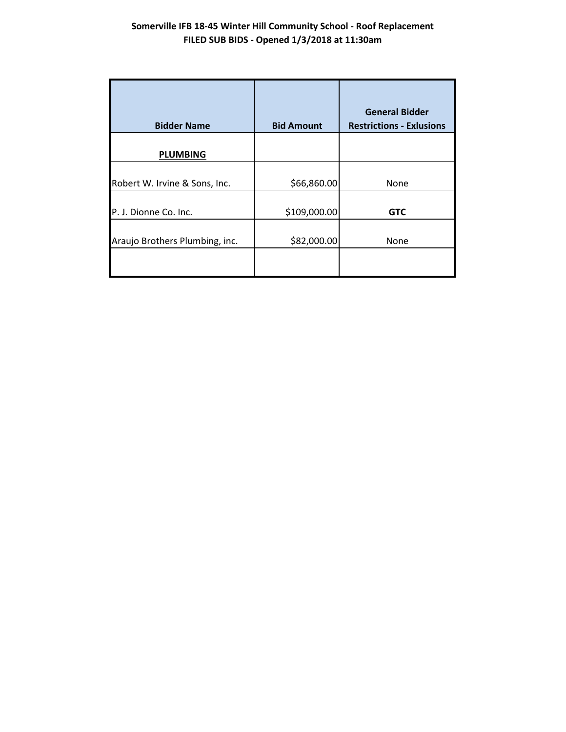**Somerville IFB 18-45 Winter Hill Community School - Roof Replacement**
**FILED SUB BIDS - Opened 1/3/2018 at 11:30am**

| Bidder Name | Bid Amount | General Bidder Restrictions - Exlusions |
|---|---|---|
| **PLUMBING** | | |
| Robert W. Irvine & Sons, Inc. | $66,860.00 | None |
| P. J. Dionne Co. Inc. | $109,000.00 | **GTC** |
| Araujo Brothers Plumbing, inc. | $82,000.00 | None |
| | | |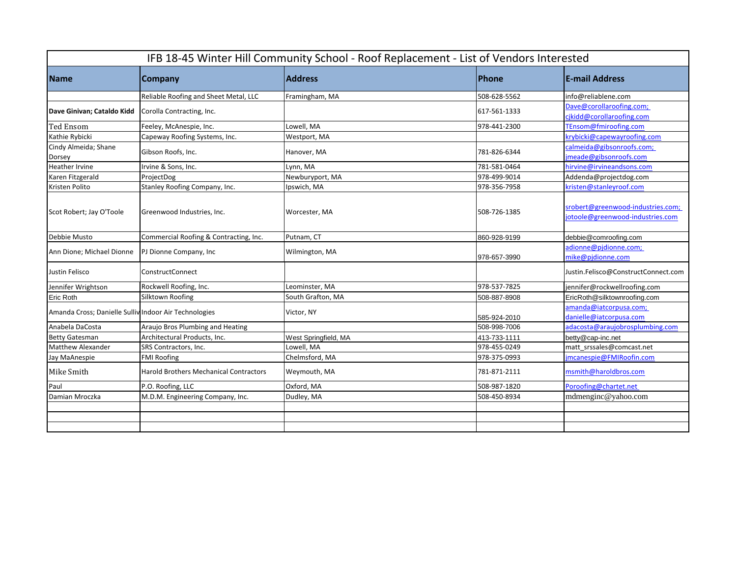| IFB 18-45 Winter Hill Community School - Roof Replacement - List of Vendors Interested | | | | |
|---|---|---|---|---|
| **Name** | **Company** | **Address** | **Phone** | **E-mail Address** |
| | Reliable Roofing and Sheet Metal, LLC | Framingham, MA | 508-628-5562 | info@reliablene.com |
| **Dave Ginivan; Cataldo Kidd** | Corolla Contracting, Inc. | | 617-561-1333 | Dave@corollaroofing.com; cjkidd@corollaroofing.com |
| Ted Ensom | Feeley, McAnespie, Inc. | Lowell, MA | 978-441-2300 | TEnsom@fmiroofing.com |
| Kathie Rybicki | Capeway Roofing Systems, Inc. | Westport, MA | | krybicki@capewayroofing.com |
| Cindy Almeida; Shane Dorsey | Gibson Roofs, Inc. | Hanover, MA | 781-826-6344 | calmeida@gibsonroofs.com; jmeade@gibsonroofs.com |
| Heather Irvine | Irvine & Sons, Inc. | Lynn, MA | 781-581-0464 | hirvine@irvineandsons.com |
| Karen Fitzgerald | ProjectDog | Newburyport, MA | 978-499-9014 | Addenda@projectdog.com |
| Kristen Polito | Stanley Roofing Company, Inc. | Ipswich, MA | 978-356-7958 | kristen@stanleyroof.com |
| Scot Robert; Jay O'Toole | Greenwood Industries, Inc. | Worcester, MA | 508-726-1385 | srobert@greenwood-industries.com; jotoole@greenwood-industries.com |
| Debbie Musto | Commercial Roofing & Contracting, Inc. | Putnam, CT | 860-928-9199 | debbie@comroofing.com |
| Ann Dione; Michael Dionne | PJ Dionne Company, Inc | Wilmington, MA | 978-657-3990 | adionne@pjdionne.com; mike@pjdionne.com |
| Justin Felisco | ConstructConnect | | | Justin.Felisco@ConstructConnect.com |
| Jennifer Wrightson | Rockwell Roofing, Inc. | Leominster, MA | 978-537-7825 | jennifer@rockwellroofing.com |
| Eric Roth | Silktown Roofing | South Grafton, MA | 508-887-8908 | EricRoth@silktownroofing.com |
| Amanda Cross; Danielle Sulliv | Indoor Air Technologies | Victor, NY | 585-924-2010 | amanda@iatcorpusa.com; danielle@iatcorpusa.com |
| Anabela DaCosta | Araujo Bros Plumbing and Heating | | 508-998-7006 | adacosta@araujobrosplumbing.com |
| Betty Gatesman | Architectural Products, Inc. | West Springfield, MA | 413-733-1111 | betty@cap-inc.net |
| Matthew Alexander | SRS Contractors, Inc. | Lowell, MA | 978-455-0249 | matt_srssales@comcast.net |
| Jay MaAnespie | FMI Roofing | Chelmsford, MA | 978-375-0993 | jmcanespie@FMIRoofin.com |
| Mike Smith | Harold Brothers Mechanical Contractors | Weymouth, MA | 781-871-2111 | msmith@haroldbros.com |
| Paul | P.O. Roofing, LLC | Oxford, MA | 508-987-1820 | Poroofing@chartet.net |
| Damian Mroczka | M.D.M. Engineering Company, Inc. | Dudley, MA | 508-450-8934 | mdmenginc@yahoo.com |
| | | | | |
| | | | | |
| | | | | |